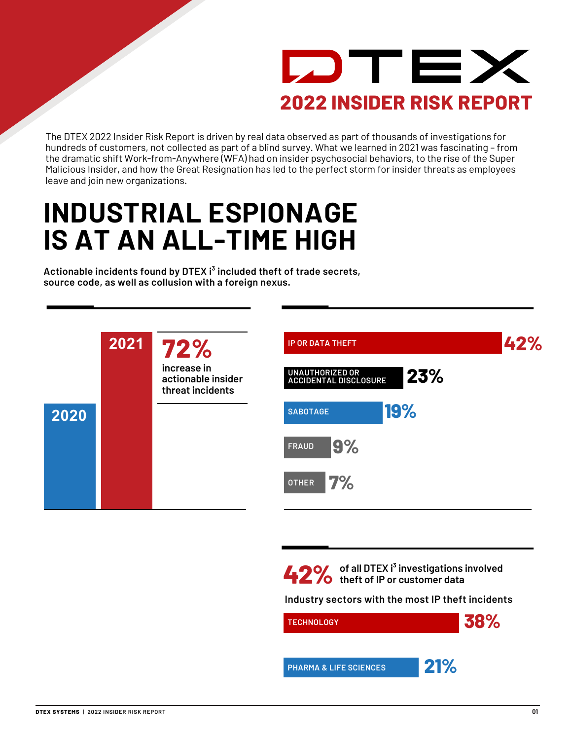# DTEX

## 2022 INSIDER RISK REPORT

The DTEX 2022 Insider Risk Report is driven by real data observed as part of thousands of investigations for hundreds of customers, not collected as part of a blind survey. What we learned in 2021 was fascinating – from the dramatic shift Work-from-Anywhere (WFA) had on insider psychosocial behaviors, to the rise of the Super Malicious Insider, and how the Great Resignation has led to the perfect storm for insider threats as employees leave and join new organizations.

# INDUSTRIAL ESPIONAGE IS AT AN ALL-TIME HIGH

**Actionable incidents found by DTEX i[3] included theft of trade secrets, source code, as well as collusion with a foreign nexus.**

2020 → 2021

**72%** increase in actionable insider threat incidents

| Category | Percentage |
| --- | --- |
| IP OR DATA THEFT | 42% |
| UNAUTHORIZED OR ACCIDENTAL DISCLOSURE | 23% |
| SABOTAGE | 19% |
| FRAUD | 9% |
| OTHER | 7% |

**42%** of all DTEX i[3] investigations involved theft of IP or customer data

**Industry sectors with the most IP theft incidents**

| Sector | Percentage |
| --- | --- |
| TECHNOLOGY | 38% |
| PHARMA & LIFE SCIENCES | 21% |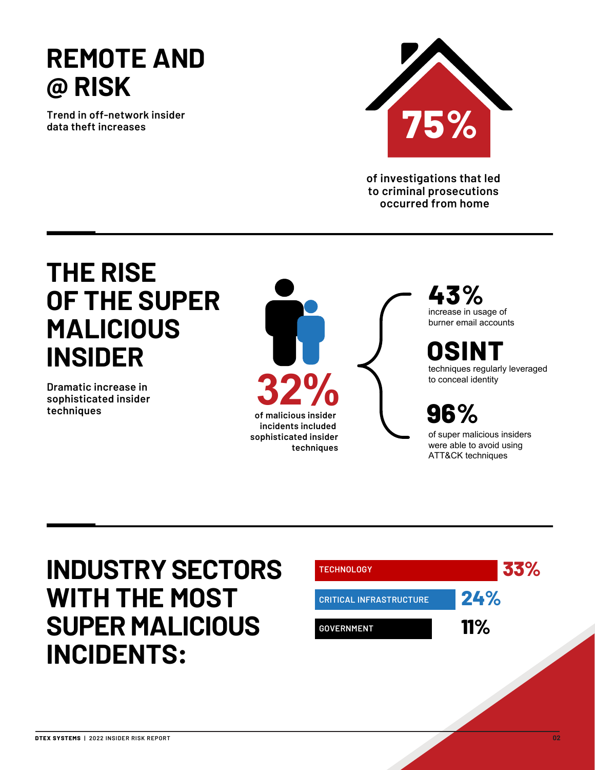# REMOTE AND @ RISK

Trend in off-network insider data theft increases

**75%**

of investigations that led to criminal prosecutions occurred from home

# THE RISE OF THE SUPER MALICIOUS INSIDER

Dramatic increase in sophisticated insider techniques

**32%**

of malicious insider incidents included sophisticated insider techniques

**43%**

increase in usage of burner email accounts

**OSINT**

techniques regularly leveraged to conceal identity

**96%**

of super malicious insiders were able to avoid using ATT&CK techniques

# INDUSTRY SECTORS WITH THE MOST SUPER MALICIOUS INCIDENTS:

| Sector | Percentage |
| --- | --- |
| TECHNOLOGY | 33% |
| CRITICAL INFRASTRUCTURE | 24% |
| GOVERNMENT | 11% |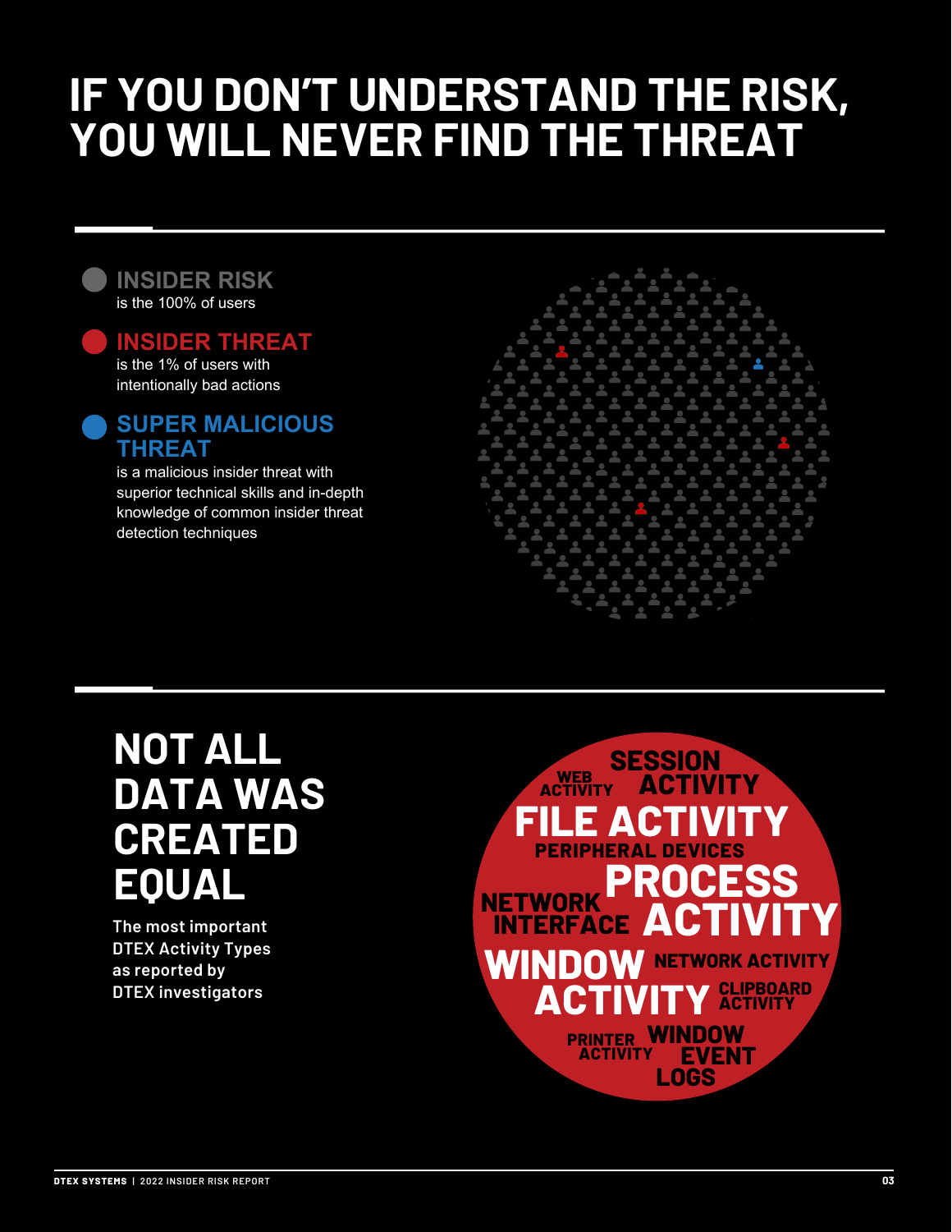# IF YOU DON'T UNDERSTAND THE RISK, YOU WILL NEVER FIND THE THREAT

**INSIDER RISK**
is the 100% of users

**INSIDER THREAT**
is the 1% of users with intentionally bad actions

**SUPER MALICIOUS THREAT**
is a malicious insider threat with superior technical skills and in-depth knowledge of common insider threat detection techniques

# NOT ALL DATA WAS CREATED EQUAL

**The most important DTEX Activity Types as reported by DTEX investigators**

- SESSION ACTIVITY
- WEB ACTIVITY
- FILE ACTIVITY
- PERIPHERAL DEVICES
- PROCESS ACTIVITY
- NETWORK INTERFACE
- WINDOW ACTIVITY
- NETWORK ACTIVITY
- CLIPBOARD ACTIVITY
- PRINTER ACTIVITY
- WINDOW EVENT LOGS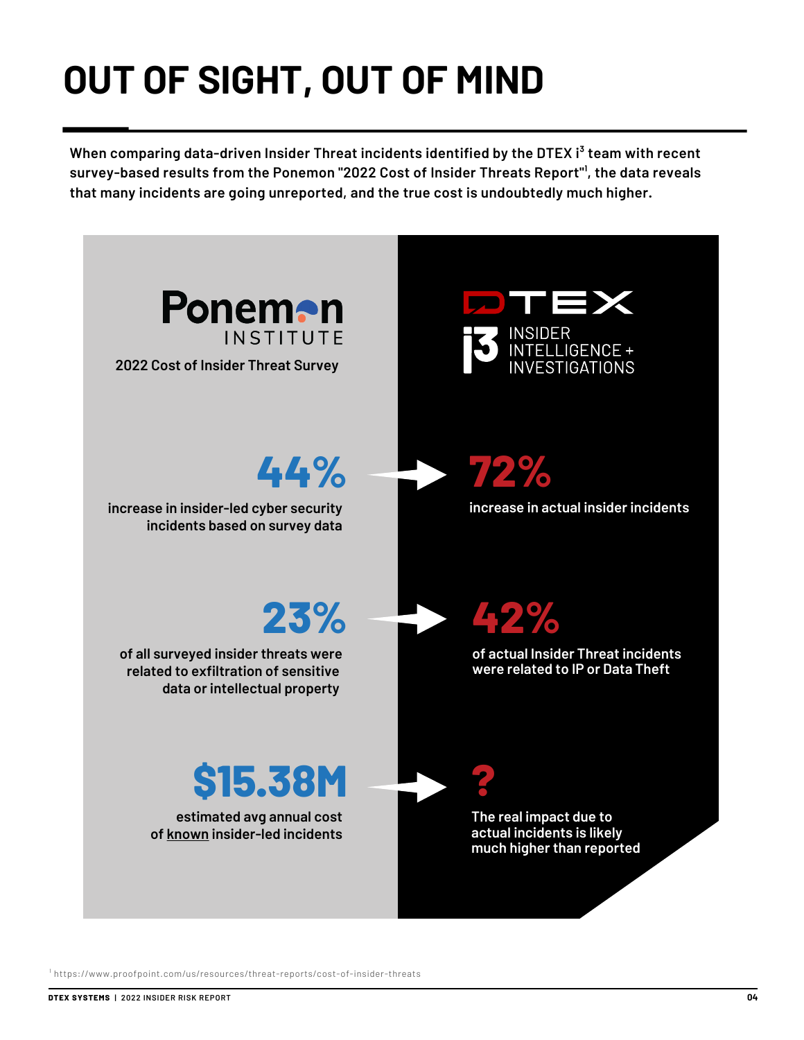# OUT OF SIGHT, OUT OF MIND

**When comparing data-driven Insider Threat incidents identified by the DTEX i[3] team with recent survey-based results from the Ponemon "2022 Cost of Insider Threats Report"[1], the data reveals that many incidents are going unreported, and the true cost is undoubtedly much higher.**

| Ponemon Institute — 2022 Cost of Insider Threat Survey | DTEX i3 Insider Intelligence + Investigations |
|---|---|
| **44%** increase in insider-led cyber security incidents based on survey data | **72%** increase in actual insider incidents |
| **23%** of all surveyed insider threats were related to exfiltration of sensitive data or intellectual property | **42%** of actual Insider Threat incidents were related to IP or Data Theft |
| **$15.38M** estimated avg annual cost of known insider-led incidents | **?** The real impact due to actual incidents is likely much higher than reported |

[1] https://www.proofpoint.com/us/resources/threat-reports/cost-of-insider-threats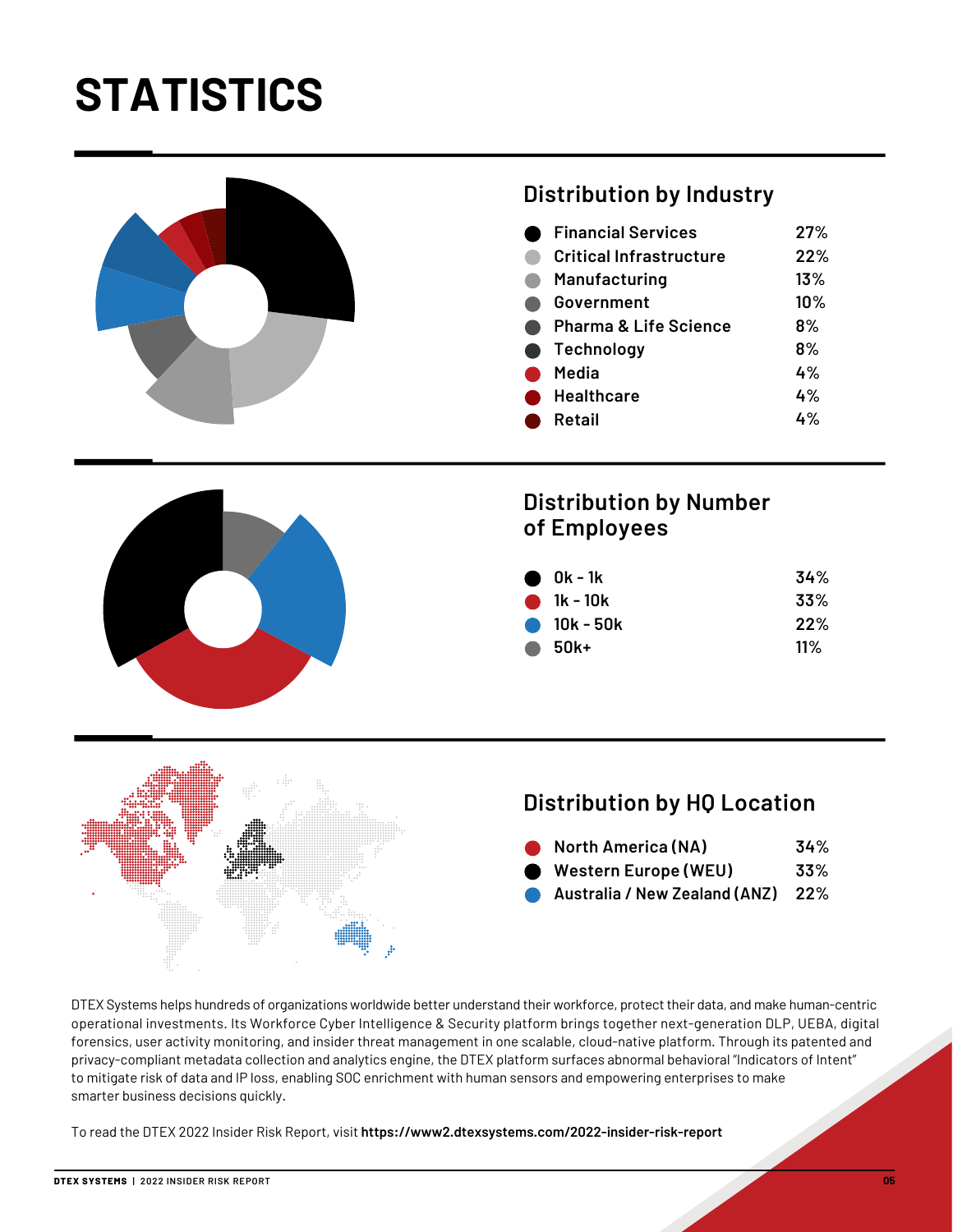# STATISTICS

## Distribution by Industry

Financial Services 27%
Critical Infrastructure 22%
Manufacturing 13%
Government 10%
Pharma & Life Science 8%
Technology 8%
Media 4%
Healthcare 4%
Retail 4%

## Distribution by Number of Employees

0k - 1k 34%
1k - 10k 33%
10k - 50k 22%
50k+ 11%

## Distribution by HQ Location

North America (NA) 34%
Western Europe (WEU) 33%
Australia / New Zealand (ANZ) 22%

DTEX Systems helps hundreds of organizations worldwide better understand their workforce, protect their data, and make human-centric operational investments. Its Workforce Cyber Intelligence & Security platform brings together next-generation DLP, UEBA, digital forensics, user activity monitoring, and insider threat management in one scalable, cloud-native platform. Through its patented and privacy-compliant metadata collection and analytics engine, the DTEX platform surfaces abnormal behavioral "Indicators of Intent" to mitigate risk of data and IP loss, enabling SOC enrichment with human sensors and empowering enterprises to make smarter business decisions quickly.

To read the DTEX 2022 Insider Risk Report, visit **https://www2.dtexsystems.com/2022-insider-risk-report**